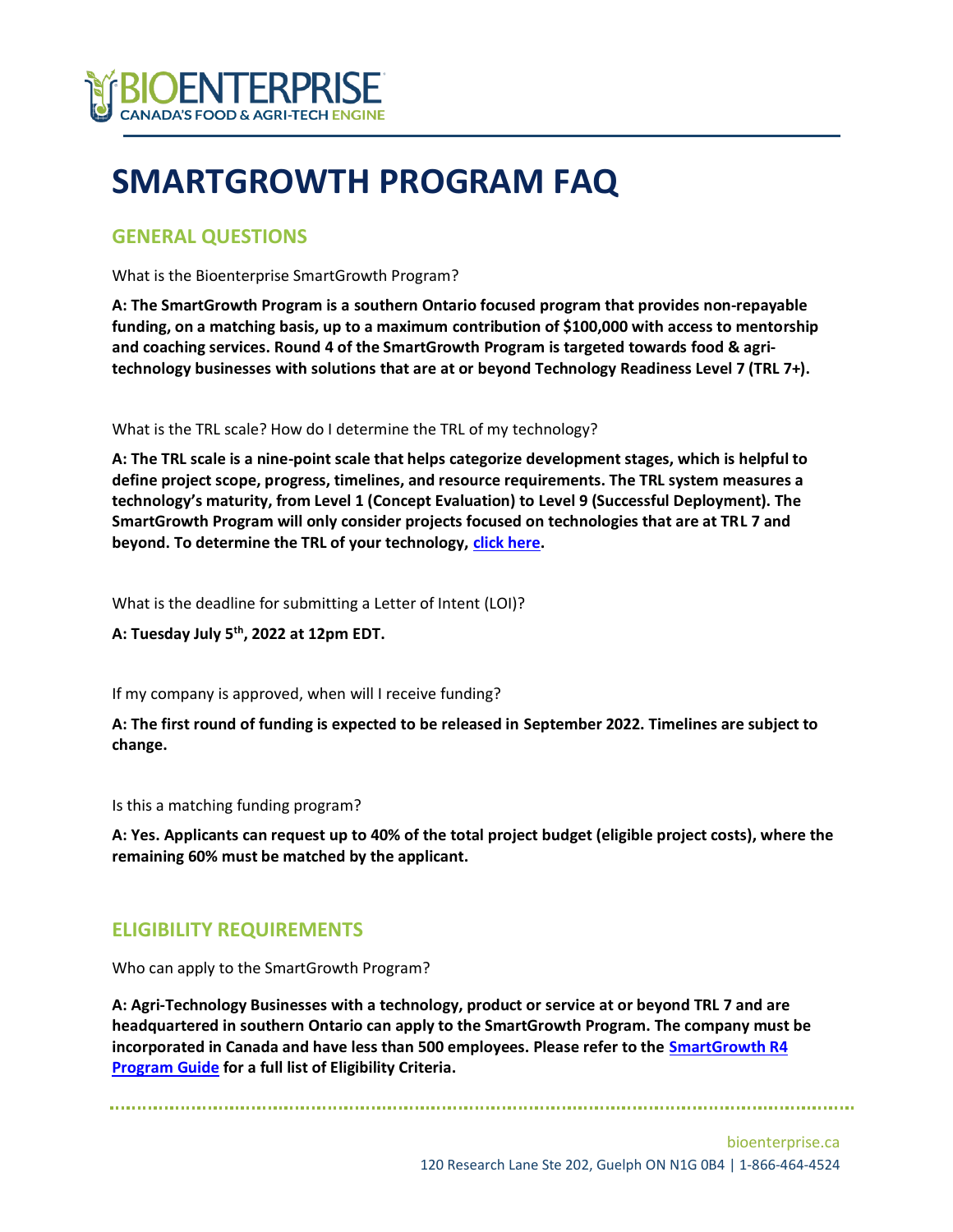# SMARTGROWTH PROGRAM FAQ

## GENERAL QUESTIONS

What is the Bioenterprise SmartGrowth Program?

**A: The SmartGrowth Program is a southern Ontario focused program that provides non-repayable funding, on a matching basis, up to a maximum contribution of $100,000 with access to mentorship and coaching services. Round 4 of the SmartGrowth Program is targeted towards food & agri-technology businesses with solutions that are at or beyond Technology Readiness Level 7 (TRL 7+).**

What is the TRL scale? How do I determine the TRL of my technology?

**A: The TRL scale is a nine-point scale that helps categorize development stages, which is helpful to define project scope, progress, timelines, and resource requirements. The TRL system measures a technology's maturity, from Level 1 (Concept Evaluation) to Level 9 (Successful Deployment). The SmartGrowth Program will only consider projects focused on technologies that are at TRL 7 and beyond. To determine the TRL of your technology, [click here](click here).**

What is the deadline for submitting a Letter of Intent (LOI)?

**A: Tuesday July 5th, 2022 at 12pm EDT.**

If my company is approved, when will I receive funding?

**A: The first round of funding is expected to be released in September 2022. Timelines are subject to change.**

Is this a matching funding program?

**A: Yes. Applicants can request up to 40% of the total project budget (eligible project costs), where the remaining 60% must be matched by the applicant.**

## ELIGIBILITY REQUIREMENTS

Who can apply to the SmartGrowth Program?

**A: Agri-Technology Businesses with a technology, product or service at or beyond TRL 7 and are headquartered in southern Ontario can apply to the SmartGrowth Program. The company must be incorporated in Canada and have less than 500 employees. Please refer to the SmartGrowth R4 Program Guide for a full list of Eligibility Criteria.**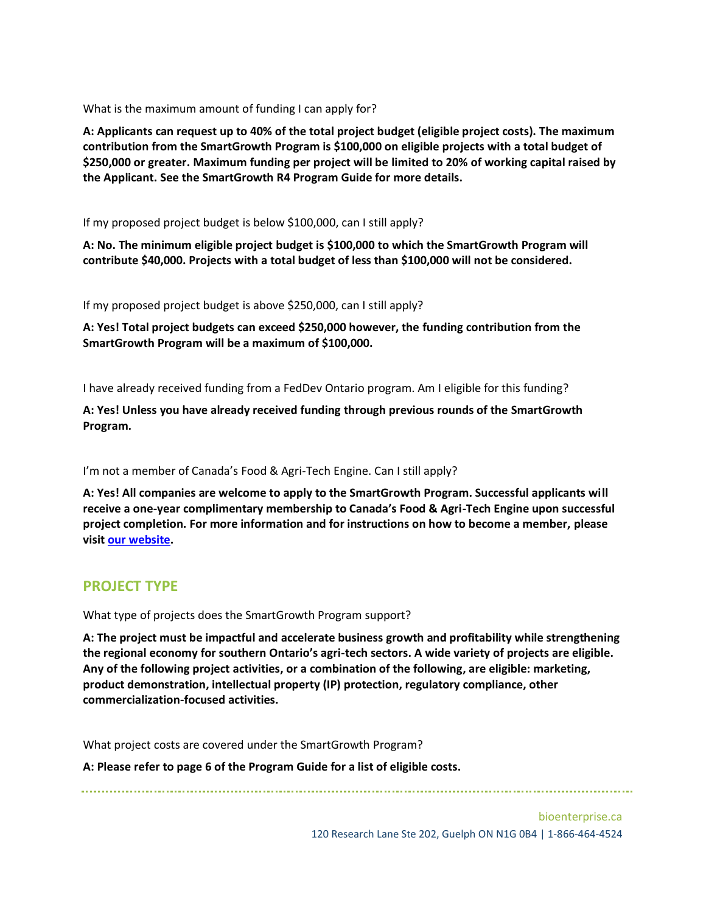What is the maximum amount of funding I can apply for?

**A: Applicants can request up to 40% of the total project budget (eligible project costs). The maximum contribution from the SmartGrowth Program is $100,000 on eligible projects with a total budget of $250,000 or greater. Maximum funding per project will be limited to 20% of working capital raised by the Applicant. See the SmartGrowth R4 Program Guide for more details.**

If my proposed project budget is below $100,000, can I still apply?

**A: No. The minimum eligible project budget is $100,000 to which the SmartGrowth Program will contribute $40,000. Projects with a total budget of less than $100,000 will not be considered.**

If my proposed project budget is above $250,000, can I still apply?

**A: Yes! Total project budgets can exceed $250,000 however, the funding contribution from the SmartGrowth Program will be a maximum of $100,000.**

I have already received funding from a FedDev Ontario program. Am I eligible for this funding?

**A: Yes! Unless you have already received funding through previous rounds of the SmartGrowth Program.**

I'm not a member of Canada's Food & Agri-Tech Engine. Can I still apply?

**A: Yes! All companies are welcome to apply to the SmartGrowth Program. Successful applicants will receive a one-year complimentary membership to Canada's Food & Agri-Tech Engine upon successful project completion. For more information and for instructions on how to become a member, please visit [our website](our website).**

## PROJECT TYPE

What type of projects does the SmartGrowth Program support?

**A: The project must be impactful and accelerate business growth and profitability while strengthening the regional economy for southern Ontario's agri-tech sectors. A wide variety of projects are eligible. Any of the following project activities, or a combination of the following, are eligible: marketing, product demonstration, intellectual property (IP) protection, regulatory compliance, other commercialization-focused activities.**

What project costs are covered under the SmartGrowth Program?

**A: Please refer to page 6 of the Program Guide for a list of eligible costs.**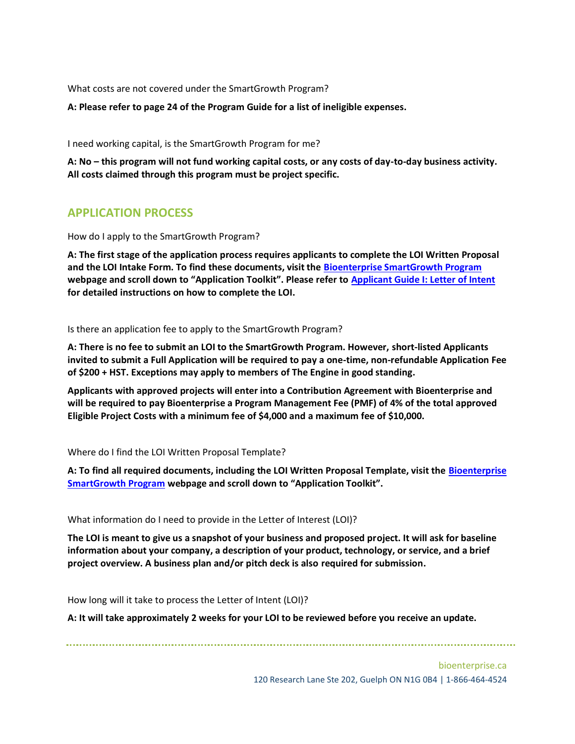What costs are not covered under the SmartGrowth Program?

**A: Please refer to page 24 of the Program Guide for a list of ineligible expenses.**

I need working capital, is the SmartGrowth Program for me?

**A: No – this program will not fund working capital costs, or any costs of day-to-day business activity. All costs claimed through this program must be project specific.**

## APPLICATION PROCESS

How do I apply to the SmartGrowth Program?

**A: The first stage of the application process requires applicants to complete the LOI Written Proposal and the LOI Intake Form. To find these documents, visit the Bioenterprise SmartGrowth Program webpage and scroll down to "Application Toolkit". Please refer to Applicant Guide I: Letter of Intent for detailed instructions on how to complete the LOI.**

Is there an application fee to apply to the SmartGrowth Program?

**A: There is no fee to submit an LOI to the SmartGrowth Program. However, short-listed Applicants invited to submit a Full Application will be required to pay a one-time, non-refundable Application Fee of $200 + HST. Exceptions may apply to members of The Engine in good standing.**

**Applicants with approved projects will enter into a Contribution Agreement with Bioenterprise and will be required to pay Bioenterprise a Program Management Fee (PMF) of 4% of the total approved Eligible Project Costs with a minimum fee of $4,000 and a maximum fee of $10,000.**

Where do I find the LOI Written Proposal Template?

**A: To find all required documents, including the LOI Written Proposal Template, visit the Bioenterprise SmartGrowth Program webpage and scroll down to "Application Toolkit".**

What information do I need to provide in the Letter of Interest (LOI)?

**The LOI is meant to give us a snapshot of your business and proposed project. It will ask for baseline information about your company, a description of your product, technology, or service, and a brief project overview. A business plan and/or pitch deck is also required for submission.**

How long will it take to process the Letter of Intent (LOI)?

**A: It will take approximately 2 weeks for your LOI to be reviewed before you receive an update.**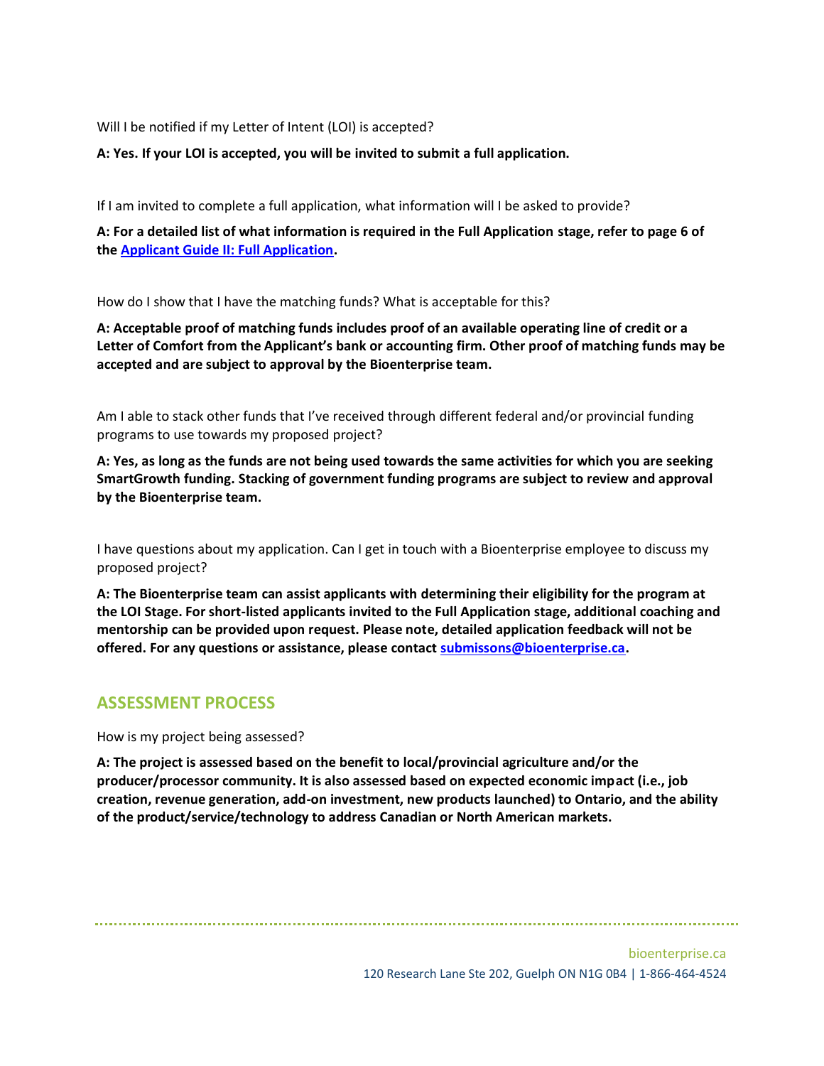Will I be notified if my Letter of Intent (LOI) is accepted?

**A: Yes. If your LOI is accepted, you will be invited to submit a full application.**

If I am invited to complete a full application, what information will I be asked to provide?

**A: For a detailed list of what information is required in the Full Application stage, refer to page 6 of the [Applicant Guide II: Full Application](#).**

How do I show that I have the matching funds? What is acceptable for this?

**A: Acceptable proof of matching funds includes proof of an available operating line of credit or a Letter of Comfort from the Applicant's bank or accounting firm. Other proof of matching funds may be accepted and are subject to approval by the Bioenterprise team.**

Am I able to stack other funds that I've received through different federal and/or provincial funding programs to use towards my proposed project?

**A: Yes, as long as the funds are not being used towards the same activities for which you are seeking SmartGrowth funding. Stacking of government funding programs are subject to review and approval by the Bioenterprise team.**

I have questions about my application. Can I get in touch with a Bioenterprise employee to discuss my proposed project?

**A: The Bioenterprise team can assist applicants with determining their eligibility for the program at the LOI Stage. For short-listed applicants invited to the Full Application stage, additional coaching and mentorship can be provided upon request. Please note, detailed application feedback will not be offered. For any questions or assistance, please contact [submissons@bioenterprise.ca](mailto:submissons@bioenterprise.ca).**

## ASSESSMENT PROCESS

How is my project being assessed?

**A: The project is assessed based on the benefit to local/provincial agriculture and/or the producer/processor community. It is also assessed based on expected economic impact (i.e., job creation, revenue generation, add-on investment, new products launched) to Ontario, and the ability of the product/service/technology to address Canadian or North American markets.**